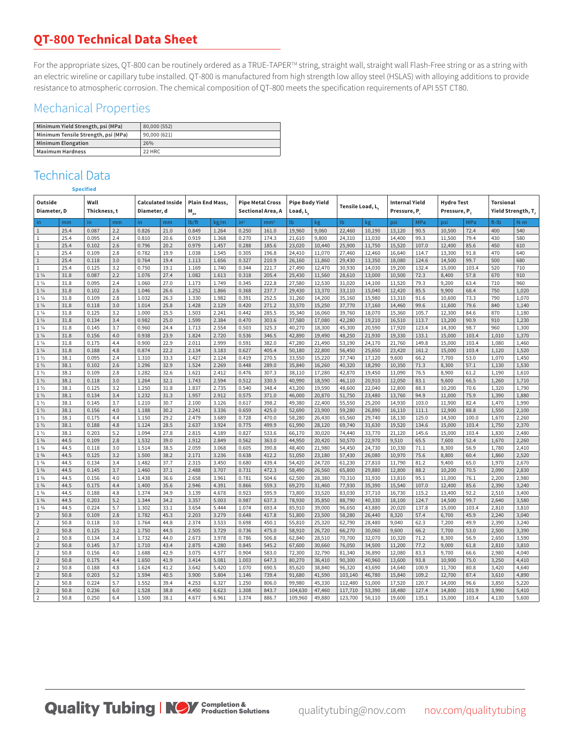# QT-800 Technical Data Sheet

For the appropriate sizes, QT-800 can be routinely ordered as a TRUE-TAPER™ string, straight wall, straight wall Flash-Free string or as a string with an electric wireline or capillary tube installed. QT-800 is manufactured from high strength low alloy steel (HSLAS) with alloying additions to provide resistance to atmospheric corrosion. The chemical composition of QT-800 meets the specification requirements of API 5ST CT80.

## Mechanical Properties

| | |
|---|---|
| **Minimum Yield Strength, psi (MPa)** | 80,000 (552) |
| **Minimum Tensile Strength, psi (MPa)** | 90,000 (621) |
| **Minimum Elongation** | 26% |
| **Maximum Hardness** | 22 HRC |

## Technical Data

| Outside Diameter, D | | Wall Thickness, t (Specified) | | Calculated Inside Diameter, d | | Plain End Mass, $M_{pe}$ | | Pipe Metal Cross Sectional Area, A | | Pipe Body Yield Load, $L_y$ | | Tensile Load, $L_t$ | | Internal Yield Pressure, $P_r$ | | Hydro Test Pressure, $P_T$ | | Torsional Yield Strength, $T_f$ | |
|---|---|---|---|---|---|---|---|---|---|---|---|---|---|---|---|---|---|---|---|
| in | mm | in | mm | in | mm | lb/ft | kg/m | in² | mm² | lb | kg | lb | kg | psi | MPa | psi | MPa | ft-lb | N-m |
| 1 | 25.4 | 0.087 | 2.2 | 0.826 | 21.0 | 0.849 | 1.264 | 0.250 | 161.0 | 19,960 | 9,060 | 22,460 | 10,190 | 13,120 | 90.5 | 10,500 | 72.4 | 400 | 540 |
| 1 | 25.4 | 0.095 | 2.4 | 0.810 | 20.6 | 0.919 | 1.368 | 0.270 | 174.3 | 21,610 | 9,800 | 24,310 | 11,030 | 14,400 | 99.3 | 11,500 | 79.4 | 430 | 580 |
| 1 | 25.4 | 0.102 | 2.6 | 0.796 | 20.2 | 0.979 | 1.457 | 0.288 | 185.6 | 23,020 | 10,440 | 25,900 | 11,750 | 15,520 | 107.0 | 12,400 | 85.6 | 450 | 610 |
| 1 | 25.4 | 0.109 | 2.8 | 0.782 | 19.9 | 1.038 | 1.545 | 0.305 | 196.8 | 24,410 | 11,070 | 27,460 | 12,460 | 16,640 | 114.7 | 13,300 | 91.8 | 470 | 640 |
| 1 | 25.4 | 0.118 | 3.0 | 0.764 | 19.4 | 1.113 | 1.656 | 0.327 | 210.9 | 26,160 | 11,860 | 29,430 | 13,350 | 18,080 | 124.6 | 14,500 | 99.7 | 500 | 680 |
| 1 | 25.4 | 0.125 | 3.2 | 0.750 | 19.1 | 1.169 | 1.740 | 0.344 | 221.7 | 27,490 | 12,470 | 30,930 | 14,030 | 19,200 | 132.4 | 15,000 | 103.4 | 520 | 710 |
| 1 ¼ | 31.8 | 0.087 | 2.2 | 1.076 | 27.4 | 1.082 | 1.613 | 0.318 | 205.4 | 25,430 | 11,560 | 28,610 | 13,000 | 10,500 | 72.3 | 8,400 | 57.8 | 670 | 910 |
| 1 ¼ | 31.8 | 0.095 | 2.4 | 1.060 | 27.0 | 1.173 | 1.749 | 0.345 | 222.8 | 27,580 | 12,530 | 31,020 | 14,100 | 11,520 | 79.3 | 9,200 | 63.4 | 710 | 960 |
| 1 ¼ | 31.8 | 0.102 | 2.6 | 1.046 | 26.6 | 1.252 | 1.866 | 0.368 | 237.7 | 29,430 | 13,370 | 33,110 | 15,040 | 12,420 | 85.5 | 9,900 | 68.4 | 750 | 1,020 |
| 1 ¼ | 31.8 | 0.109 | 2.8 | 1.032 | 26.3 | 1.330 | 1.982 | 0.391 | 252.5 | 31,260 | 14,200 | 35,160 | 15,980 | 13,310 | 91.6 | 10,600 | 73.3 | 790 | 1,070 |
| 1 ¼ | 31.8 | 0.118 | 3.0 | 1.014 | 25.8 | 1.428 | 2.129 | 0.420 | 271.2 | 33,570 | 15,250 | 37,770 | 17,160 | 14,460 | 99.6 | 11,600 | 79.6 | 840 | 1,140 |
| 1 ¼ | 31.8 | 0.125 | 3.2 | 1.000 | 25.5 | 1.503 | 2.241 | 0.442 | 285.5 | 35,340 | 16,060 | 39,760 | 18,070 | 15,360 | 105.7 | 12,300 | 84.6 | 870 | 1,180 |
| 1 ¼ | 31.8 | 0.134 | 3.4 | 0.982 | 25.0 | 1.599 | 2.384 | 0.470 | 303.6 | 37,580 | 17,080 | 42,280 | 19,210 | 16,510 | 113.7 | 13,200 | 90.9 | 910 | 1,230 |
| 1 ¼ | 31.8 | 0.145 | 3.7 | 0.960 | 24.4 | 1.713 | 2.554 | 0.503 | 325.3 | 40,270 | 18,300 | 45,300 | 20,590 | 17,920 | 123.4 | 14,300 | 98.7 | 960 | 1,300 |
| 1 ¼ | 31.8 | 0.156 | 4.0 | 0.938 | 23.9 | 1.824 | 2.720 | 0.536 | 346.5 | 42,890 | 19,490 | 48,250 | 21,930 | 19,330 | 133.1 | 15,000 | 103.4 | 1,010 | 1,370 |
| 1 ¼ | 31.8 | 0.175 | 4.4 | 0.900 | 22.9 | 2.011 | 2.999 | 0.591 | 382.0 | 47,280 | 21,490 | 53,190 | 24,170 | 21,760 | 149.8 | 15,000 | 103.4 | 1,080 | 1,460 |
| 1 ¼ | 31.8 | 0.188 | 4.8 | 0.874 | 22.2 | 2.134 | 3.183 | 0.627 | 405.4 | 50,180 | 22,800 | 56,450 | 25,650 | 23,420 | 161.2 | 15,000 | 103.4 | 1,120 | 1,520 |
| 1 ½ | 38.1 | 0.095 | 2.4 | 1.310 | 33.3 | 1.427 | 2.124 | 0.419 | 270.5 | 33,550 | 15,220 | 37,740 | 17,120 | 9,600 | 66.2 | 7,700 | 53.0 | 1,070 | 1,450 |
| 1 ½ | 38.1 | 0.102 | 2.6 | 1.296 | 32.9 | 1.524 | 2.269 | 0.448 | 289.0 | 35,840 | 16,260 | 40,320 | 18,290 | 10,350 | 71.3 | 8,300 | 57.1 | 1,130 | 1,530 |
| 1 ½ | 38.1 | 0.109 | 2.8 | 1.282 | 32.6 | 1.621 | 2.412 | 0.476 | 307.3 | 38,110 | 17,280 | 42,870 | 19,450 | 11,090 | 76.5 | 8,900 | 61.2 | 1,190 | 1,610 |
| 1 ½ | 38.1 | 0.118 | 3.0 | 1.264 | 32.1 | 1.743 | 2.594 | 0.512 | 330.5 | 40,990 | 18,590 | 46,110 | 20,910 | 12,050 | 83.1 | 9,600 | 66.5 | 1,260 | 1,710 |
| 1 ½ | 38.1 | 0.125 | 3.2 | 1.250 | 31.8 | 1.837 | 2.735 | 0.540 | 348.4 | 43,200 | 19,590 | 48,600 | 22,040 | 12,800 | 88.3 | 10,200 | 70.6 | 1,320 | 1,790 |
| 1 ½ | 38.1 | 0.134 | 3.4 | 1.232 | 31.3 | 1.957 | 2.912 | 0.575 | 371.0 | 46,000 | 20,870 | 51,750 | 23,480 | 13,760 | 94.9 | 11,000 | 75.9 | 1,390 | 1,880 |
| 1 ½ | 38.1 | 0.145 | 3.7 | 1.210 | 30.7 | 2.100 | 3.126 | 0.617 | 398.2 | 49,380 | 22,400 | 55,550 | 25,200 | 14,930 | 103.0 | 11,900 | 82.4 | 1,470 | 1,990 |
| 1 ½ | 38.1 | 0.156 | 4.0 | 1.188 | 30.2 | 2.241 | 3.336 | 0.659 | 425.0 | 52,690 | 23,900 | 59,280 | 26,890 | 16,110 | 111.1 | 12,900 | 88.8 | 1,550 | 2,100 |
| 1 ½ | 38.1 | 0.175 | 4.4 | 1.150 | 29.2 | 2.479 | 3.689 | 0.728 | 470.0 | 58,280 | 26,430 | 65,560 | 29,740 | 18,130 | 125.0 | 14,500 | 100.0 | 1,670 | 2,260 |
| 1 ½ | 38.1 | 0.188 | 4.8 | 1.124 | 28.5 | 2.637 | 3.924 | 0.775 | 499.9 | 61,990 | 28,120 | 69,740 | 31,630 | 19,520 | 134.6 | 15,000 | 103.4 | 1,750 | 2,370 |
| 1 ½ | 38.1 | 0.203 | 5.2 | 1.094 | 27.8 | 2.815 | 4.189 | 0.827 | 533.6 | 66,170 | 30,020 | 74,440 | 33,770 | 21,120 | 145.6 | 15,000 | 103.4 | 1,830 | 2,480 |
| 1 ¾ | 44.5 | 0.109 | 2.8 | 1.532 | 39.0 | 1.912 | 2.849 | 0.562 | 363.0 | 44,950 | 20,420 | 50,570 | 22,970 | 9,510 | 65.5 | 7,600 | 52.4 | 1,670 | 2,260 |
| 1 ¾ | 44.5 | 0.118 | 3.0 | 1.514 | 38.5 | 2.059 | 3.068 | 0.605 | 390.8 | 48,400 | 21,980 | 54,450 | 24,730 | 10,330 | 71.1 | 8,300 | 56.9 | 1,780 | 2,410 |
| 1 ¾ | 44.5 | 0.125 | 3.2 | 1.500 | 38.2 | 2.171 | 3.236 | 0.638 | 412.2 | 51,050 | 23,180 | 57,430 | 26,080 | 10,970 | 75.6 | 8,800 | 60.4 | 1,860 | 2,520 |
| 1 ¾ | 44.5 | 0.134 | 3.4 | 1.482 | 37.7 | 2.315 | 3.450 | 0.680 | 439.4 | 54,420 | 24,720 | 61,230 | 27,810 | 11,790 | 81.2 | 9,400 | 65.0 | 1,970 | 2,670 |
| 1 ¾ | 44.5 | 0.145 | 3.7 | 1.460 | 37.1 | 2.488 | 3.707 | 0.731 | 472.3 | 58,490 | 26,560 | 65,800 | 29,880 | 12,800 | 88.2 | 10,200 | 70.5 | 2,090 | 2,830 |
| 1 ¾ | 44.5 | 0.156 | 4.0 | 1.438 | 36.6 | 2.658 | 3.961 | 0.781 | 504.6 | 62,500 | 28,380 | 70,310 | 31,930 | 13,810 | 95.1 | 11,000 | 76.1 | 2,200 | 2,980 |
| 1 ¾ | 44.5 | 0.175 | 4.4 | 1.400 | 35.6 | 2.946 | 4.391 | 0.866 | 559.3 | 69,270 | 31,460 | 77,930 | 35,390 | 15,540 | 107.0 | 12,400 | 85.6 | 2,390 | 3,240 |
| 1 ¾ | 44.5 | 0.188 | 4.8 | 1.374 | 34.9 | 3.139 | 4.678 | 0.923 | 595.9 | 73,800 | 33,520 | 83,030 | 37,710 | 16,730 | 115.2 | 13,400 | 92.2 | 2,510 | 3,400 |
| 1 ¾ | 44.5 | 0.203 | 5.2 | 1.344 | 34.2 | 3.357 | 5.003 | 0.987 | 637.3 | 78,930 | 35,850 | 88,790 | 40,330 | 18,100 | 124.7 | 14,500 | 99.7 | 2,640 | 3,580 |
| 1 ¾ | 44.5 | 0.224 | 5.7 | 1.302 | 33.1 | 3.654 | 5.444 | 1.074 | 693.4 | 85,910 | 39,000 | 96,650 | 43,880 | 20,020 | 137.8 | 15,000 | 103.4 | 2,810 | 3,810 |
| 2 | 50.8 | 0.109 | 2.8 | 1.782 | 45.3 | 2.203 | 3.279 | 0.648 | 417.8 | 51,800 | 23,500 | 58,280 | 26,440 | 8,320 | 57.4 | 6,700 | 45.9 | 2,240 | 3,040 |
| 2 | 50.8 | 0.118 | 3.0 | 1.764 | 44.8 | 2.374 | 3.533 | 0.698 | 450.1 | 55,810 | 25,320 | 62,790 | 28,480 | 9,040 | 62.3 | 7,200 | 49.9 | 2,390 | 3,240 |
| 2 | 50.8 | 0.125 | 3.2 | 1.750 | 44.5 | 2.505 | 3.729 | 0.736 | 475.0 | 58,910 | 26,720 | 66,270 | 30,060 | 9,600 | 66.2 | 7,700 | 53.0 | 2,500 | 3,390 |
| 2 | 50.8 | 0.134 | 3.4 | 1.732 | 44.0 | 2.673 | 3.978 | 0.786 | 506.8 | 62,840 | 28,510 | 70,700 | 32,070 | 10,320 | 71.2 | 8,300 | 56.9 | 2,650 | 3,590 |
| 2 | 50.8 | 0.145 | 3.7 | 1.710 | 43.4 | 2.875 | 4.280 | 0.845 | 545.2 | 67,600 | 30,660 | 76,050 | 34,500 | 11,200 | 77.2 | 9,000 | 61.8 | 2,810 | 3,810 |
| 2 | 50.8 | 0.156 | 4.0 | 1.688 | 42.9 | 3.075 | 4.577 | 0.904 | 583.0 | 72,300 | 32,790 | 81,340 | 36,890 | 12,080 | 83.3 | 9,700 | 66.6 | 2,980 | 4,040 |
| 2 | 50.8 | 0.175 | 4.4 | 1.650 | 41.9 | 3.414 | 5.081 | 1.003 | 647.3 | 80,270 | 36,410 | 90,300 | 40,960 | 13,600 | 93.8 | 10,900 | 75.0 | 3,250 | 4,410 |
| 2 | 50.8 | 0.188 | 4.8 | 1.624 | 41.2 | 3.642 | 5.420 | 1.070 | 690.5 | 85,620 | 38,840 | 96,320 | 43,690 | 14,640 | 100.9 | 11,700 | 80.8 | 3,420 | 4,640 |
| 2 | 50.8 | 0.203 | 5.2 | 1.594 | 40.5 | 3.900 | 5.804 | 1.146 | 739.4 | 91,680 | 41,590 | 103,140 | 46,780 | 15,840 | 109.2 | 12,700 | 87.4 | 3,610 | 4,890 |
| 2 | 50.8 | 0.224 | 5.7 | 1.552 | 39.4 | 4.253 | 6.327 | 1.250 | 806.0 | 99,980 | 45,330 | 112,480 | 51,000 | 17,520 | 120.7 | 14,000 | 96.6 | 3,850 | 5,220 |
| 2 | 50.8 | 0.236 | 6.0 | 1.528 | 38.8 | 4.450 | 6.623 | 1.308 | 843.7 | 104,630 | 47,460 | 117,710 | 53,390 | 18,480 | 127.4 | 14,800 | 101.9 | 3,990 | 5,410 |
| 2 | 50.8 | 0.250 | 6.4 | 1.500 | 38.1 | 4.677 | 6.961 | 1.374 | 886.7 | 109,960 | 49,880 | 123,700 | 56,110 | 19,600 | 135.1 | 15,000 | 103.4 | 4,130 | 5,600 |

Quality Tubing | NOV Completion & Production Solutions — qualitytubing@nov.com — nov.com/qualitytubing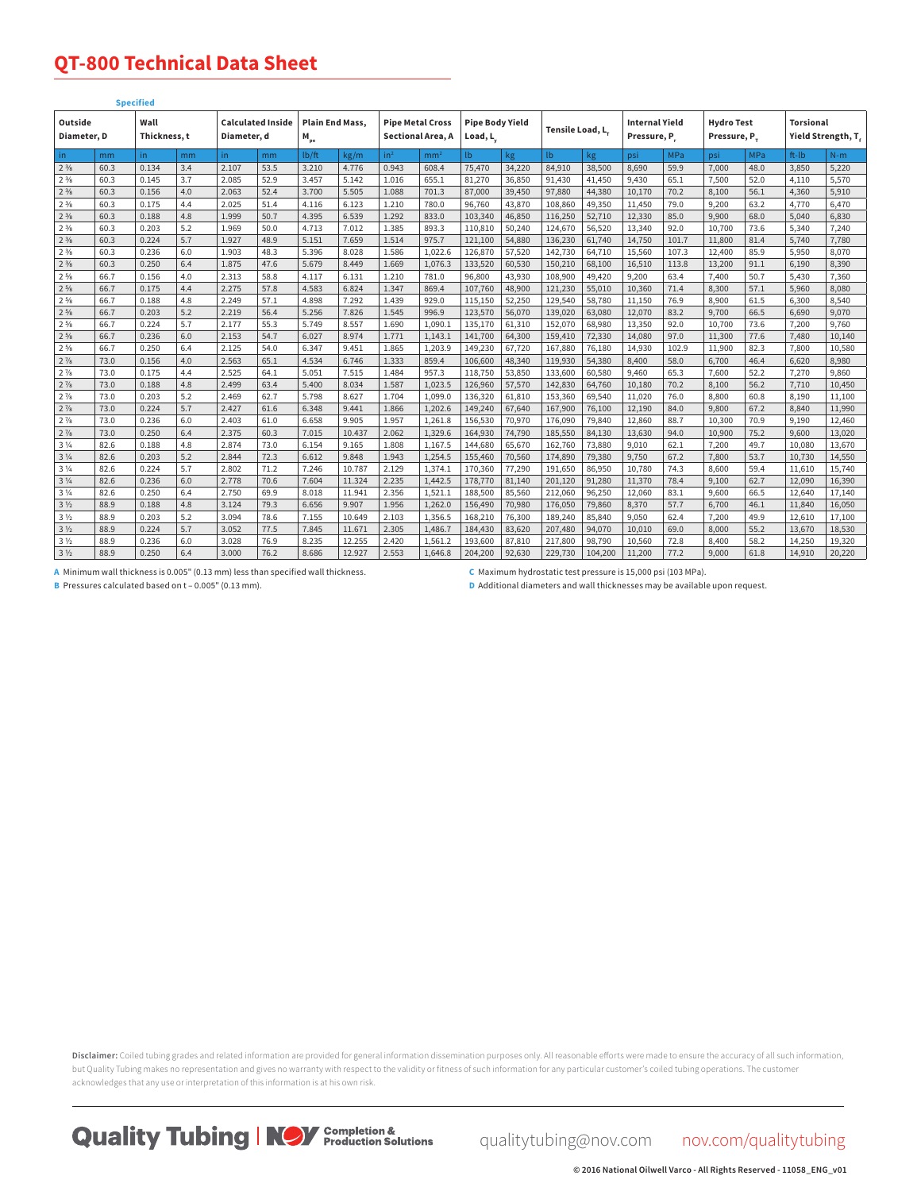# QT-800 Technical Data Sheet

| Outside Diameter, D | | Specified Wall Thickness, t | | Calculated Inside Diameter, d | | Plain End Mass, $M_{pe}$ | | Pipe Metal Cross Sectional Area, A | | Pipe Body Yield Load, $L_y$ | | Tensile Load, $L_T$ | | Internal Yield Pressure, $P_r$ | | Hydro Test Pressure, $P_T$ | | Torsional Yield Strength, $T_Y$ | |
|---|---|---|---|---|---|---|---|---|---|---|---|---|---|---|---|---|---|---|---|
| in | mm | in | mm | in | mm | lb/ft | kg/m | in² | mm² | lb | kg | lb | kg | psi | MPa | psi | MPa | ft-lb | N-m |
| 2 ⅜ | 60.3 | 0.134 | 3.4 | 2.107 | 53.5 | 3.210 | 4.776 | 0.943 | 608.4 | 75,470 | 34,220 | 84,910 | 38,500 | 8,690 | 59.9 | 7,000 | 48.0 | 3,850 | 5,220 |
| 2 ⅜ | 60.3 | 0.145 | 3.7 | 2.085 | 52.9 | 3.457 | 5.142 | 1.016 | 655.1 | 81,270 | 36,850 | 91,430 | 41,450 | 9,430 | 65.1 | 7,500 | 52.0 | 4,110 | 5,570 |
| 2 ⅜ | 60.3 | 0.156 | 4.0 | 2.063 | 52.4 | 3.700 | 5.505 | 1.088 | 701.3 | 87,000 | 39,450 | 97,880 | 44,380 | 10,170 | 70.2 | 8,100 | 56.1 | 4,360 | 5,910 |
| 2 ⅜ | 60.3 | 0.175 | 4.4 | 2.025 | 51.4 | 4.116 | 6.123 | 1.210 | 780.0 | 96,760 | 43,870 | 108,860 | 49,350 | 11,450 | 79.0 | 9,200 | 63.2 | 4,770 | 6,470 |
| 2 ⅜ | 60.3 | 0.188 | 4.8 | 1.999 | 50.7 | 4.395 | 6.539 | 1.292 | 833.0 | 103,340 | 46,850 | 116,250 | 52,710 | 12,330 | 85.0 | 9,900 | 68.0 | 5,040 | 6,830 |
| 2 ⅜ | 60.3 | 0.203 | 5.2 | 1.969 | 50.0 | 4.713 | 7.012 | 1.385 | 893.3 | 110,810 | 50,240 | 124,670 | 56,520 | 13,340 | 92.0 | 10,700 | 73.6 | 5,340 | 7,240 |
| 2 ⅜ | 60.3 | 0.224 | 5.7 | 1.927 | 48.9 | 5.151 | 7.659 | 1.514 | 975.7 | 121,100 | 54,880 | 136,230 | 61,740 | 14,750 | 101.7 | 11,800 | 81.4 | 5,740 | 7,780 |
| 2 ⅜ | 60.3 | 0.236 | 6.0 | 1.903 | 48.3 | 5.396 | 8.028 | 1.586 | 1,022.6 | 126,870 | 57,520 | 142,730 | 64,710 | 15,560 | 107.3 | 12,400 | 85.9 | 5,950 | 8,070 |
| 2 ⅜ | 60.3 | 0.250 | 6.4 | 1.875 | 47.6 | 5.679 | 8.449 | 1.669 | 1,076.3 | 133,520 | 60,530 | 150,210 | 68,100 | 16,510 | 113.8 | 13,200 | 91.1 | 6,190 | 8,390 |
| 2 ⅝ | 66.7 | 0.156 | 4.0 | 2.313 | 58.8 | 4.117 | 6.131 | 1.210 | 781.0 | 96,800 | 43,930 | 108,900 | 49,420 | 9,200 | 63.4 | 7,400 | 50.7 | 5,430 | 7,360 |
| 2 ⅝ | 66.7 | 0.175 | 4.4 | 2.275 | 57.8 | 4.583 | 6.824 | 1.347 | 869.4 | 107,760 | 48,900 | 121,230 | 55,010 | 10,360 | 71.4 | 8,300 | 57.1 | 5,960 | 8,080 |
| 2 ⅝ | 66.7 | 0.188 | 4.8 | 2.249 | 57.1 | 4.898 | 7.292 | 1.439 | 929.0 | 115,150 | 52,250 | 129,540 | 58,780 | 11,150 | 76.9 | 8,900 | 61.5 | 6,300 | 8,540 |
| 2 ⅝ | 66.7 | 0.203 | 5.2 | 2.219 | 56.4 | 5.256 | 7.826 | 1.545 | 996.9 | 123,570 | 56,070 | 139,020 | 63,080 | 12,070 | 83.2 | 9,700 | 66.5 | 6,690 | 9,070 |
| 2 ⅝ | 66.7 | 0.224 | 5.7 | 2.177 | 55.3 | 5.749 | 8.557 | 1.690 | 1,090.1 | 135,170 | 61,310 | 152,070 | 68,980 | 13,350 | 92.0 | 10,700 | 73.6 | 7,200 | 9,760 |
| 2 ⅝ | 66.7 | 0.236 | 6.0 | 2.153 | 54.7 | 6.027 | 8.974 | 1.771 | 1,143.1 | 141,700 | 64,300 | 159,410 | 72,330 | 14,080 | 97.0 | 11,300 | 77.6 | 7,480 | 10,140 |
| 2 ⅝ | 66.7 | 0.250 | 6.4 | 2.125 | 54.0 | 6.347 | 9.451 | 1.865 | 1,203.9 | 149,230 | 67,720 | 167,880 | 76,180 | 14,930 | 102.9 | 11,900 | 82.3 | 7,800 | 10,580 |
| 2 ⅞ | 73.0 | 0.156 | 4.0 | 2.563 | 65.1 | 4.534 | 6.746 | 1.333 | 859.4 | 106,600 | 48,340 | 119,930 | 54,380 | 8,400 | 58.0 | 6,700 | 46.4 | 6,620 | 8,980 |
| 2 ⅞ | 73.0 | 0.175 | 4.4 | 2.525 | 64.1 | 5.051 | 7.515 | 1.484 | 957.3 | 118,750 | 53,850 | 133,600 | 60,580 | 9,460 | 65.3 | 7,600 | 52.2 | 7,270 | 9,860 |
| 2 ⅞ | 73.0 | 0.188 | 4.8 | 2.499 | 63.4 | 5.400 | 8.034 | 1.587 | 1,023.5 | 126,960 | 57,570 | 142,830 | 64,760 | 10,180 | 70.2 | 8,100 | 56.2 | 7,710 | 10,450 |
| 2 ⅞ | 73.0 | 0.203 | 5.2 | 2.469 | 62.7 | 5.798 | 8.627 | 1.704 | 1,099.0 | 136,320 | 61,810 | 153,360 | 69,540 | 11,020 | 76.0 | 8,800 | 60.8 | 8,190 | 11,100 |
| 2 ⅞ | 73.0 | 0.224 | 5.7 | 2.427 | 61.6 | 6.348 | 9.441 | 1.866 | 1,202.6 | 149,240 | 67,640 | 167,900 | 76,100 | 12,190 | 84.0 | 9,800 | 67.2 | 8,840 | 11,990 |
| 2 ⅞ | 73.0 | 0.236 | 6.0 | 2.403 | 61.0 | 6.658 | 9.905 | 1.957 | 1,261.8 | 156,530 | 70,970 | 176,090 | 79,840 | 12,860 | 88.7 | 10,300 | 70.9 | 9,190 | 12,460 |
| 2 ⅞ | 73.0 | 0.250 | 6.4 | 2.375 | 60.3 | 7.015 | 10.437 | 2.062 | 1,329.6 | 164,930 | 74,790 | 185,550 | 84,130 | 13,630 | 94.0 | 10,900 | 75.2 | 9,600 | 13,020 |
| 3 ¼ | 82.6 | 0.188 | 4.8 | 2.874 | 73.0 | 6.154 | 9.165 | 1.808 | 1,167.5 | 144,680 | 65,670 | 162,760 | 73,880 | 9,010 | 62.1 | 7,200 | 49.7 | 10,080 | 13,670 |
| 3 ¼ | 82.6 | 0.203 | 5.2 | 2.844 | 72.3 | 6.612 | 9.848 | 1.943 | 1,254.5 | 155,460 | 70,560 | 174,890 | 79,380 | 9,750 | 67.2 | 7,800 | 53.7 | 10,730 | 14,550 |
| 3 ¼ | 82.6 | 0.224 | 5.7 | 2.802 | 71.2 | 7.246 | 10.787 | 2.129 | 1,374.1 | 170,360 | 77,290 | 191,650 | 86,950 | 10,780 | 74.3 | 8,600 | 59.4 | 11,610 | 15,740 |
| 3 ¼ | 82.6 | 0.236 | 6.0 | 2.778 | 70.6 | 7.604 | 11.324 | 2.235 | 1,442.5 | 178,770 | 81,140 | 201,120 | 91,280 | 11,370 | 78.4 | 9,100 | 62.7 | 12,090 | 16,390 |
| 3 ¼ | 82.6 | 0.250 | 6.4 | 2.750 | 69.9 | 8.018 | 11.941 | 2.356 | 1,521.1 | 188,500 | 85,560 | 212,060 | 96,250 | 12,060 | 83.1 | 9,600 | 66.5 | 12,640 | 17,140 |
| 3 ½ | 88.9 | 0.188 | 4.8 | 3.124 | 79.3 | 6.656 | 9.907 | 1.956 | 1,262.0 | 156,490 | 70,980 | 176,050 | 79,860 | 8,370 | 57.7 | 6,700 | 46.1 | 11,840 | 16,050 |
| 3 ½ | 88.9 | 0.203 | 5.2 | 3.094 | 78.6 | 7.155 | 10.649 | 2.103 | 1,356.5 | 168,210 | 76,300 | 189,240 | 85,840 | 9,050 | 62.4 | 7,200 | 49.9 | 12,610 | 17,100 |
| 3 ½ | 88.9 | 0.224 | 5.7 | 3.052 | 77.5 | 7.845 | 11.671 | 2.305 | 1,486.7 | 184,430 | 83,620 | 207,480 | 94,070 | 10,010 | 69.0 | 8,000 | 55.2 | 13,670 | 18,530 |
| 3 ½ | 88.9 | 0.236 | 6.0 | 3.028 | 76.9 | 8.235 | 12.255 | 2.420 | 1,561.2 | 193,600 | 87,810 | 217,800 | 98,790 | 10,560 | 72.8 | 8,400 | 58.2 | 14,250 | 19,320 |
| 3 ½ | 88.9 | 0.250 | 6.4 | 3.000 | 76.2 | 8.686 | 12.927 | 2.553 | 1,646.8 | 204,200 | 92,630 | 229,730 | 104,200 | 11,200 | 77.2 | 9,000 | 61.8 | 14,910 | 20,220 |

**A** Minimum wall thickness is 0.005" (0.13 mm) less than specified wall thickness.

**B** Pressures calculated based on t – 0.005" (0.13 mm).

**C** Maximum hydrostatic test pressure is 15,000 psi (103 MPa).

**D** Additional diameters and wall thicknesses may be available upon request.

**Disclaimer:** Coiled tubing grades and related information are provided for general information dissemination purposes only. All reasonable efforts were made to ensure the accuracy of all such information, but Quality Tubing makes no representation and gives no warranty with respect to the validity or fitness of such information for any particular customer's coiled tubing operations. The customer acknowledges that any use or interpretation of this information is at his own risk.

Quality Tubing | NOV Completion & Production Solutions

qualitytubing@nov.com nov.com/qualitytubing

© 2016 National Oilwell Varco - All Rights Reserved - 11058_ENG_v01